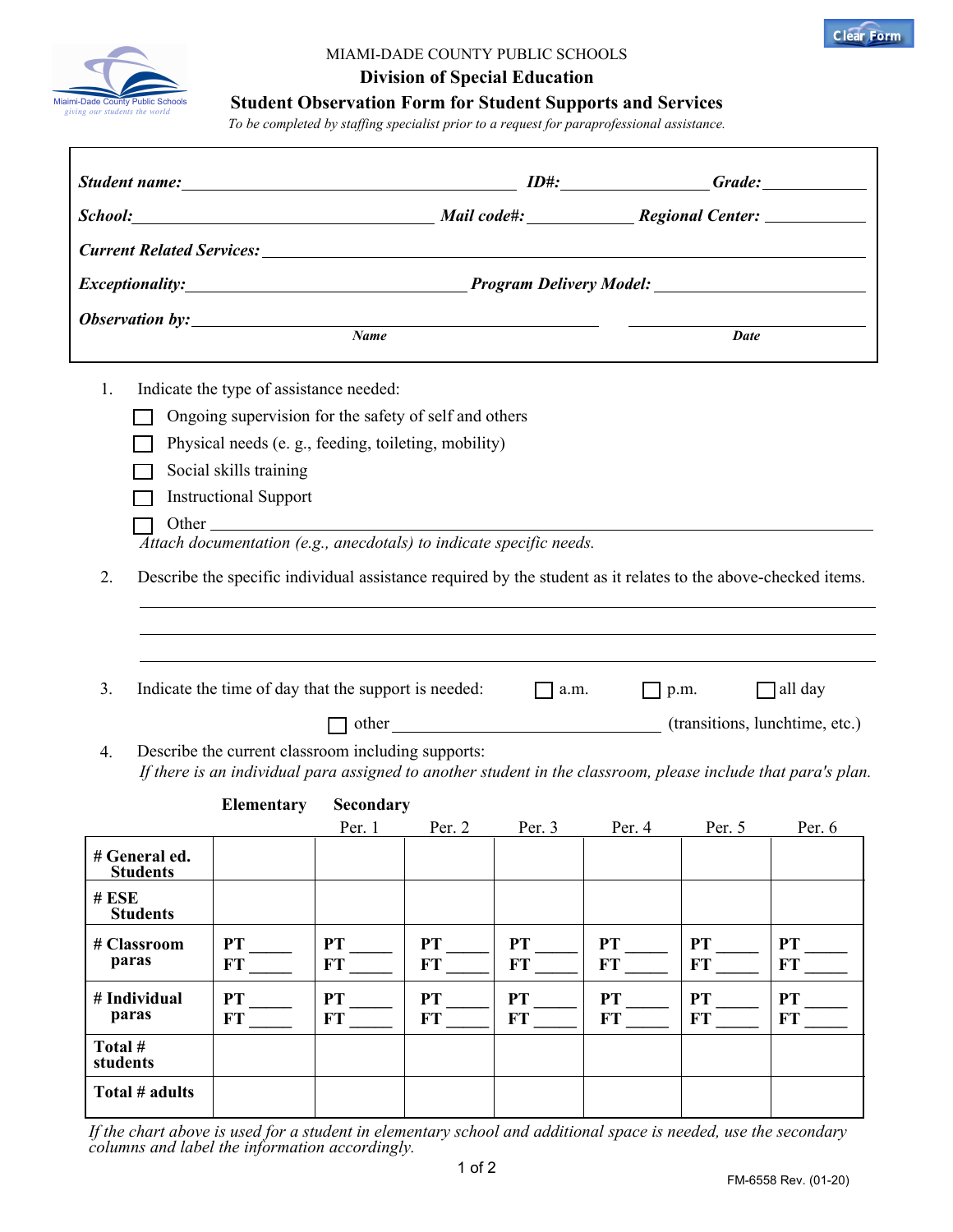MIAMI-DADE COUNTY PUBLIC SCHOOLS

# Division of Special Education

## Student Observation Form for Student Supports and Services

*To be completed by staffing specialist prior to a request for paraprofessional assistance.*

***Student name:*** ______________________ ***ID#:*** ____________ ***Grade:*** ________

***School:*** ______________________ ***Mail code#:*** ________ ***Regional Center:*** ________

***Current Related Services:*** ______________________________________________

***Exceptionality:*** ______________________ ***Program Delivery Model:*** ______________

***Observation by:*** ______________________ (***Name***) ______________ (***Date***)

1. Indicate the type of assistance needed:
   - ☐ Ongoing supervision for the safety of self and others
   - ☐ Physical needs (e. g., feeding, toileting, mobility)
   - ☐ Social skills training
   - ☐ Instructional Support
   - ☐ Other ______________________________________________

   *Attach documentation (e.g., anecdotals) to indicate specific needs.*

2. Describe the specific individual assistance required by the student as it relates to the above-checked items.

   ______________________________________________

   ______________________________________________

   ______________________________________________

3. Indicate the time of day that the support is needed: ☐ a.m. ☐ p.m. ☐ all day

   ☐ other ______________________ (transitions, lunchtime, etc.)

4. Describe the current classroom including supports:
   *If there is an individual para assigned to another student in the classroom, please include that para's plan.*

| | **Elementary** | **Secondary** Per. 1 | Per. 2 | Per. 3 | Per. 4 | Per. 5 | Per. 6 |
|---|---|---|---|---|---|---|---|
| **# General ed. Students** | | | | | | | |
| **# ESE Students** | | | | | | | |
| **# Classroom paras** | **PT** ____ **FT** ____ | **PT** ____ **FT** ____ | **PT** ____ **FT** ____ | **PT** ____ **FT** ____ | **PT** ____ **FT** ____ | **PT** ____ **FT** ____ | **PT** ____ **FT** ____ |
| **# Individual paras** | **PT** ____ **FT** ____ | **PT** ____ **FT** ____ | **PT** ____ **FT** ____ | **PT** ____ **FT** ____ | **PT** ____ **FT** ____ | **PT** ____ **FT** ____ | **PT** ____ **FT** ____ |
| **Total # students** | | | | | | | |
| **Total # adults** | | | | | | | |

*If the chart above is used for a student in elementary school and additional space is needed, use the secondary columns and label the information accordingly.*

FM-6558 Rev. (01-20)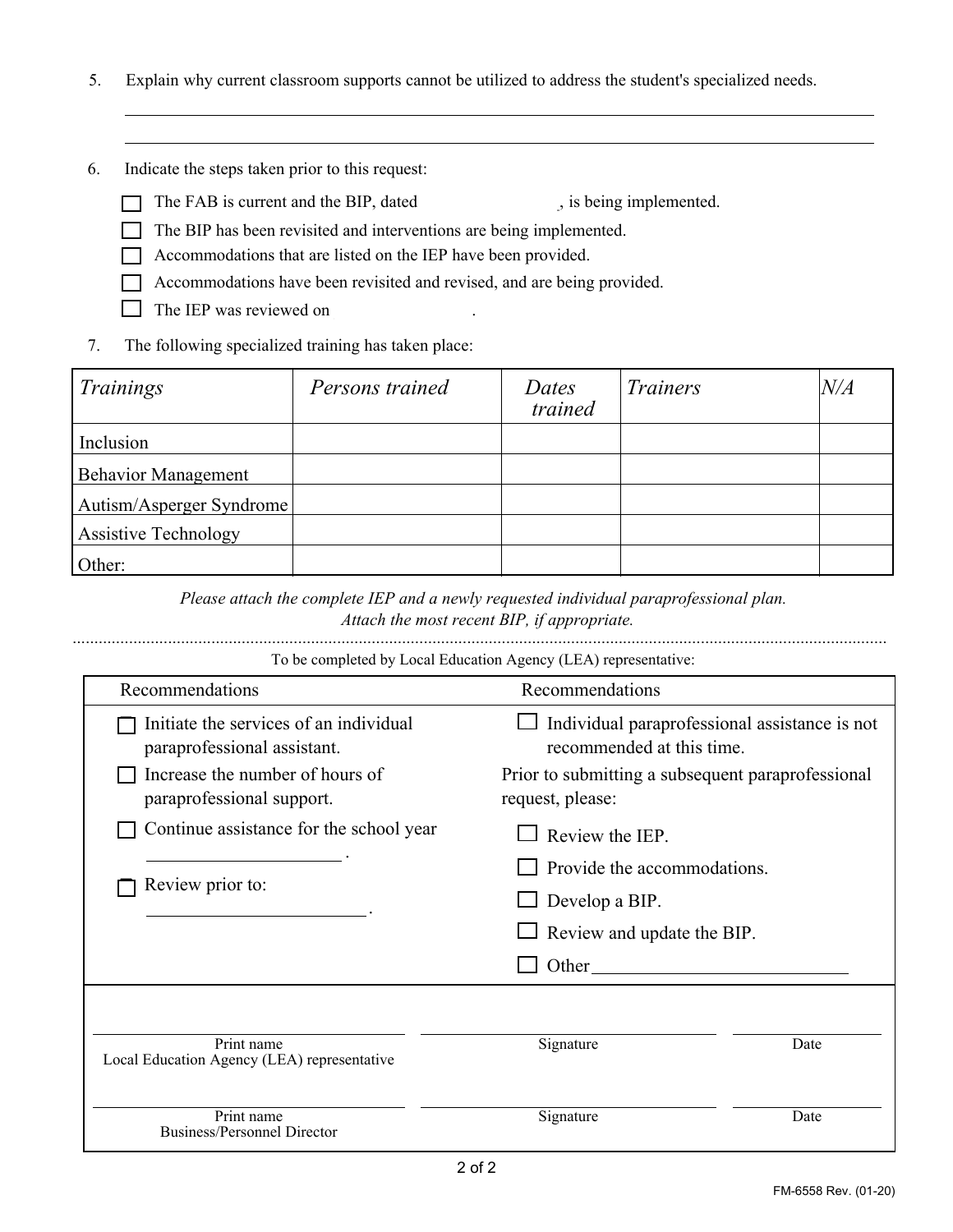5. Explain why current classroom supports cannot be utilized to address the student's specialized needs.

_______________________________________________________________________________

_______________________________________________________________________________

6. Indicate the steps taken prior to this request:

   - ☐ The FAB is current and the BIP, dated ____________, is being implemented.
   - ☐ The BIP has been revisited and interventions are being implemented.
   - ☐ Accommodations that are listed on the IEP have been provided.
   - ☐ Accommodations have been revisited and revised, and are being provided.
   - ☐ The IEP was reviewed on ____________.

7. The following specialized training has taken place:

| *Trainings* | *Persons trained* | *Dates trained* | *Trainers* | *N/A* |
|---|---|---|---|---|
| Inclusion | | | | |
| Behavior Management | | | | |
| Autism/Asperger Syndrome | | | | |
| Assistive Technology | | | | |
| Other: | | | | |

*Please attach the complete IEP and a newly requested individual paraprofessional plan.*
*Attach the most recent BIP, if appropriate.*

---

To be completed by Local Education Agency (LEA) representative:

| Recommendations | Recommendations |
|---|---|
| ☐ Initiate the services of an individual paraprofessional assistant.<br>☐ Increase the number of hours of paraprofessional support.<br>☐ Continue assistance for the school year ____________.<br>☐ Review prior to: ____________. | ☐ Individual paraprofessional assistance is not recommended at this time.<br>Prior to submitting a subsequent paraprofessional request, please:<br>☐ Review the IEP.<br>☐ Provide the accommodations.<br>☐ Develop a BIP.<br>☐ Review and update the BIP.<br>☐ Other ____________ |

| | | |
|---|---|---|
| ____________________ | ____________________ | __________ |
| Print name<br>Local Education Agency (LEA) representative | Signature | Date |
| ____________________ | ____________________ | __________ |
| Print name<br>Business/Personnel Director | Signature | Date |

FM-6558 Rev. (01-20)